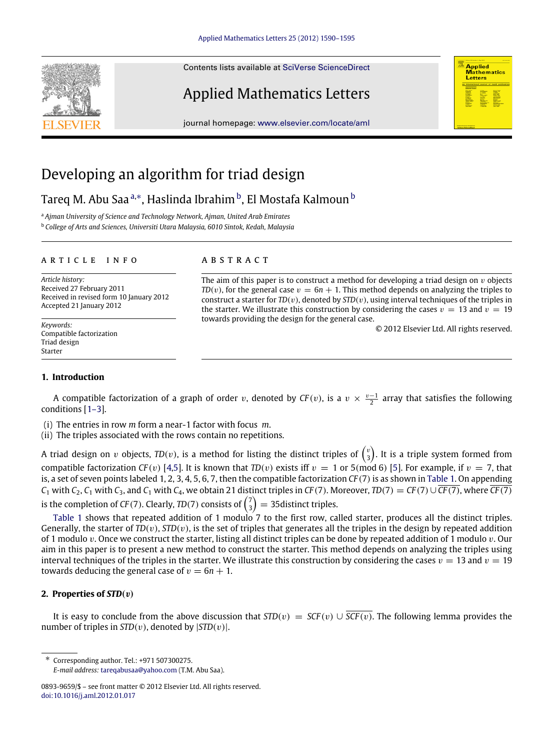# Developing an algorithm for triad design

Tareq M. Abu Saa [a,*], Haslinda Ibrahim [b], El Mostafa Kalmoun [b]

[a] *Ajman University of Science and Technology Network, Ajman, United Arab Emirates*
[b] *College of Arts and Sciences, Universiti Utara Malaysia, 6010 Sintok, Kedah, Malaysia*

**ARTICLE INFO**

*Article history:*
Received 27 February 2011
Received in revised form 10 January 2012
Accepted 21 January 2012

*Keywords:*
Compatible factorization
Triad design
Starter

**ABSTRACT**

The aim of this paper is to construct a method for developing a triad design on $v$ objects $TD(v)$, for the general case $v = 6n + 1$. This method depends on analyzing the triples to construct a starter for $TD(v)$, denoted by $STD(v)$, using interval techniques of the triples in the starter. We illustrate this construction by considering the cases $v = 13$ and $v = 19$ towards providing the design for the general case.

© 2012 Elsevier Ltd. All rights reserved.

## 1. Introduction

A compatible factorization of a graph of order $v$, denoted by $CF(v)$, is a $v \times \frac{v-1}{2}$ array that satisfies the following conditions [1–3].

(i) The entries in row $m$ form a near-1 factor with focus $m$.
(ii) The triples associated with the rows contain no repetitions.

A triad design on $v$ objects, $TD(v)$, is a method for listing the distinct triples of $\binom{v}{3}$. It is a triple system formed from compatible factorization $CF(v)$ [4,5]. It is known that $TD(v)$ exists iff $v = 1$ or $5 \pmod 6$ [5]. For example, if $v = 7$, that is, a set of seven points labeled $1, 2, 3, 4, 5, 6, 7$, then the compatible factorization $CF(7)$ is as shown in Table 1. On appending $C_1$ with $C_2$, $C_1$ with $C_3$, and $C_1$ with $C_4$, we obtain 21 distinct triples in $CF(7)$. Moreover, $TD(7) = CF(7) \cup \overline{CF(7)}$, where $\overline{CF}(7)$ is the completion of $CF(7)$. Clearly, $TD(7)$ consists of $\binom{7}{3} = 35$distinct triples.

Table 1 shows that repeated addition of 1 modulo 7 to the first row, called starter, produces all the distinct triples. Generally, the starter of $TD(v)$, $STD(v)$, is the set of triples that generates all the triples in the design by repeated addition of 1 modulo $v$. Once we construct the starter, listing all distinct triples can be done by repeated addition of 1 modulo $v$. Our aim in this paper is to present a new method to construct the starter. This method depends on analyzing the triples using interval techniques of the triples in the starter. We illustrate this construction by considering the cases $v = 13$ and $v = 19$ towards deducing the general case of $v = 6n + 1$.

## 2. Properties of $STD(v)$

It is easy to conclude from the above discussion that $STD(v) = SCF(v) \cup \overline{SCF(v)}$. The following lemma provides the number of triples in $STD(v)$, denoted by $|STD(v)|$.

---

* Corresponding author. Tel.: +971 507300275.
*E-mail address:* tareqabusaa@yahoo.com (T.M. Abu Saa).

0893-9659/$ – see front matter © 2012 Elsevier Ltd. All rights reserved.
doi:10.1016/j.aml.2012.01.017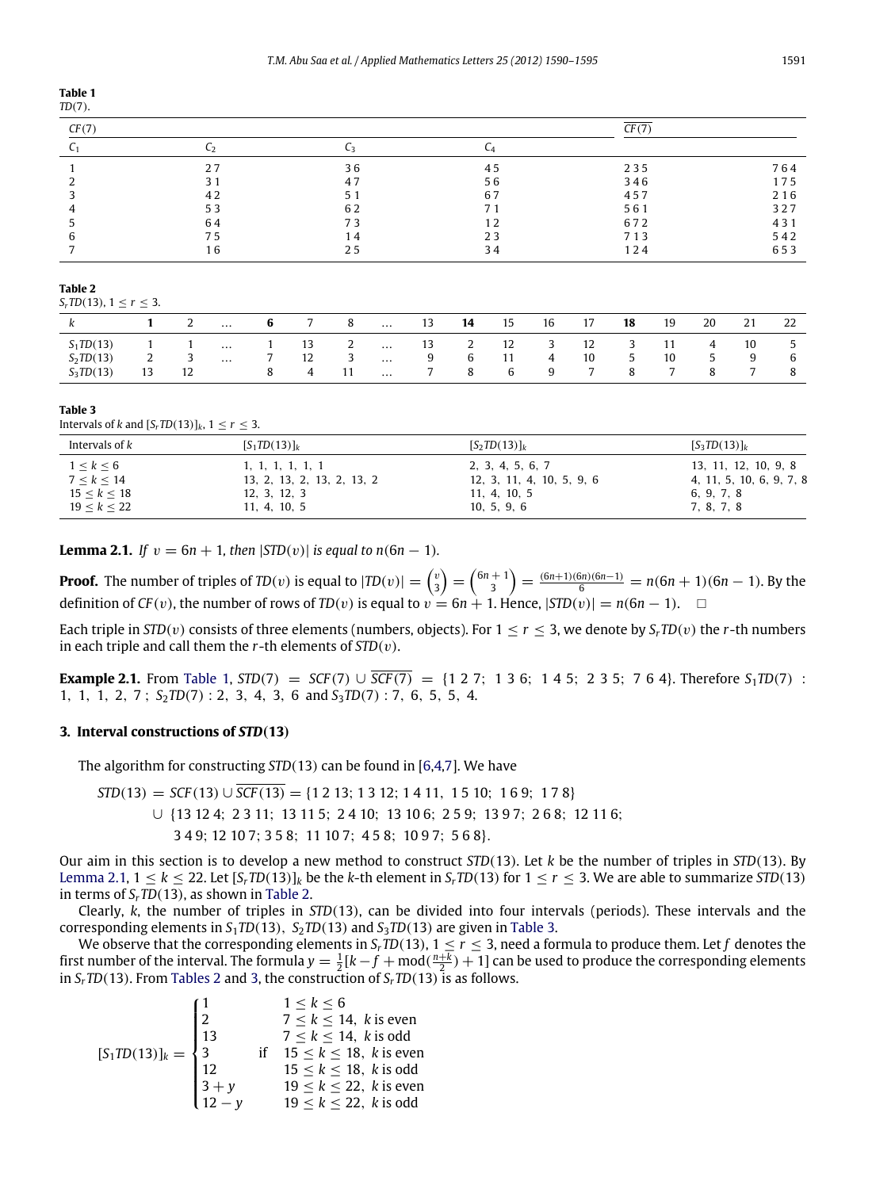**Table 1**
$TD(7)$.

| $CF(7)$ | | | | $\overline{CF(7)}$ | |
|---|---|---|---|---|---|
| $C_1$ | $C_2$ | $C_3$ | $C_4$ | | |
| 1 | 2 7 | 3 6 | 4 5 | 2 3 5 | 7 6 4 |
| 2 | 3 1 | 4 7 | 5 6 | 3 4 6 | 1 7 5 |
| 3 | 4 2 | 5 1 | 6 7 | 4 5 7 | 2 1 6 |
| 4 | 5 3 | 6 2 | 7 1 | 5 6 1 | 3 2 7 |
| 5 | 6 4 | 7 3 | 1 2 | 6 7 2 | 4 3 1 |
| 6 | 7 5 | 1 4 | 2 3 | 7 1 3 | 5 4 2 |
| 7 | 1 6 | 2 5 | 3 4 | 1 2 4 | 6 5 3 |

**Table 2**
$S_rTD(13)$, $1 \le r \le 3$.

| $k$ | **1** | 2 | … | **6** | 7 | 8 | … | 13 | **14** | 15 | 16 | 17 | **18** | 19 | 20 | 21 | 22 |
|---|---|---|---|---|---|---|---|---|---|---|---|---|---|---|---|---|---|
| $S_1TD(13)$ | 1 | 1 | … | 1 | 13 | 2 | … | 13 | 2 | 12 | 3 | 12 | 3 | 11 | 4 | 10 | 5 |
| $S_2TD(13)$ | 2 | 3 | … | 7 | 12 | 3 | … | 9 | 6 | 11 | 4 | 10 | 5 | 10 | 5 | 9 | 6 |
| $S_3TD(13)$ | 13 | 12 | | 8 | 4 | 11 | … | 7 | 8 | 6 | 9 | 7 | 8 | 7 | 8 | 7 | 8 |

**Table 3**
Intervals of $k$ and $[S_rTD(13)]_k$, $1 \le r \le 3$.

| Intervals of $k$ | $[S_1TD(13)]_k$ | $[S_2TD(13)]_k$ | $[S_3TD(13)]_k$ |
|---|---|---|---|
| $1 \le k \le 6$ | 1, 1, 1, 1, 1, 1 | 2, 3, 4, 5, 6, 7 | 13, 11, 12, 10, 9, 8 |
| $7 \le k \le 14$ | 13, 2, 13, 2, 13, 2, 13, 2 | 12, 3, 11, 4, 10, 5, 9, 6 | 4, 11, 5, 10, 6, 9, 7, 8 |
| $15 \le k \le 18$ | 12, 3, 12, 3 | 11, 4, 10, 5 | 6, 9, 7, 8 |
| $19 \le k \le 22$ | 11, 4, 10, 5 | 10, 5, 9, 6 | 7, 8, 7, 8 |

**Lemma 2.1.** *If $v = 6n + 1$, then $|STD(v)|$ is equal to $n(6n - 1)$.*

**Proof.** The number of triples of $TD(v)$ is equal to $|TD(v)| = \binom{v}{3} = \binom{6n+1}{3} = \frac{(6n+1)(6n)(6n-1)}{6} = n(6n+1)(6n-1)$. By the definition of $CF(v)$, the number of rows of $TD(v)$ is equal to $v = 6n + 1$. Hence, $|STD(v)| = n(6n - 1)$. □

Each triple in $STD(v)$ consists of three elements (numbers, objects). For $1 \le r \le 3$, we denote by $S_rTD(v)$ the $r$-th numbers in each triple and call them the $r$-th elements of $STD(v)$.

**Example 2.1.** From Table 1, $STD(7) = SCF(7) \cup \overline{SCF(7)} = \{1\,2\,7;\; 1\,3\,6;\; 1\,4\,5;\; 2\,3\,5;\; 7\,6\,4\}$. Therefore $S_1TD(7)$ : 1, 1, 1, 2, 7 ; $S_2TD(7)$ : 2, 3, 4, 3, 6 and $S_3TD(7)$ : 7, 6, 5, 5, 4.

## 3. Interval constructions of *STD*(13)

The algorithm for constructing $STD(13)$ can be found in [6,4,7]. We have

$$
\begin{aligned}
STD(13) = SCF(13) \cup \overline{SCF(13)} = \{&1\,2\,13;\; 1\,3\,12;\; 1\,4\,11,\; 1\,5\,10;\; 1\,6\,9;\; 1\,7\,8\} \\
\cup\ \{&13\,12\,4;\; 2\,3\,11;\; 13\,11\,5;\; 2\,4\,10;\; 13\,10\,6;\; 2\,5\,9;\; 13\,9\,7;\; 2\,6\,8;\; 12\,11\,6; \\
&3\,4\,9;\; 12\,10\,7;\; 3\,5\,8;\; 11\,10\,7;\; 4\,5\,8;\; 10\,9\,7;\; 5\,6\,8\}.
\end{aligned}
$$

Our aim in this section is to develop a new method to construct $STD(13)$. Let $k$ be the number of triples in $STD(13)$. By Lemma 2.1, $1 \le k \le 22$. Let $[S_rTD(13)]_k$ be the $k$-th element in $S_rTD(13)$ for $1 \le r \le 3$. We are able to summarize $STD(13)$ in terms of $S_rTD(13)$, as shown in Table 2.

Clearly, $k$, the number of triples in $STD(13)$, can be divided into four intervals (periods). These intervals and the corresponding elements in $S_1TD(13)$, $S_2TD(13)$ and $S_3TD(13)$ are given in Table 3.

We observe that the corresponding elements in $S_rTD(13)$, $1 \le r \le 3$, need a formula to produce them. Let $f$ denotes the first number of the interval. The formula $y = \frac{1}{2}[k - f + \mathrm{mod}(\frac{n+k}{2}) + 1]$ can be used to produce the corresponding elements in $S_rTD(13)$. From Tables 2 and 3, the construction of $S_rTD(13)$ is as follows.

$$
[S_1TD(13)]_k = \begin{cases}
1 & & 1 \le k \le 6 \\
2 & & 7 \le k \le 14,\ k \text{ is even} \\
13 & & 7 \le k \le 14,\ k \text{ is odd} \\
3 & \text{if} & 15 \le k \le 18,\ k \text{ is even} \\
12 & & 15 \le k \le 18,\ k \text{ is odd} \\
3 + y & & 19 \le k \le 22,\ k \text{ is even} \\
12 - y & & 19 \le k \le 22,\ k \text{ is odd}
\end{cases}
$$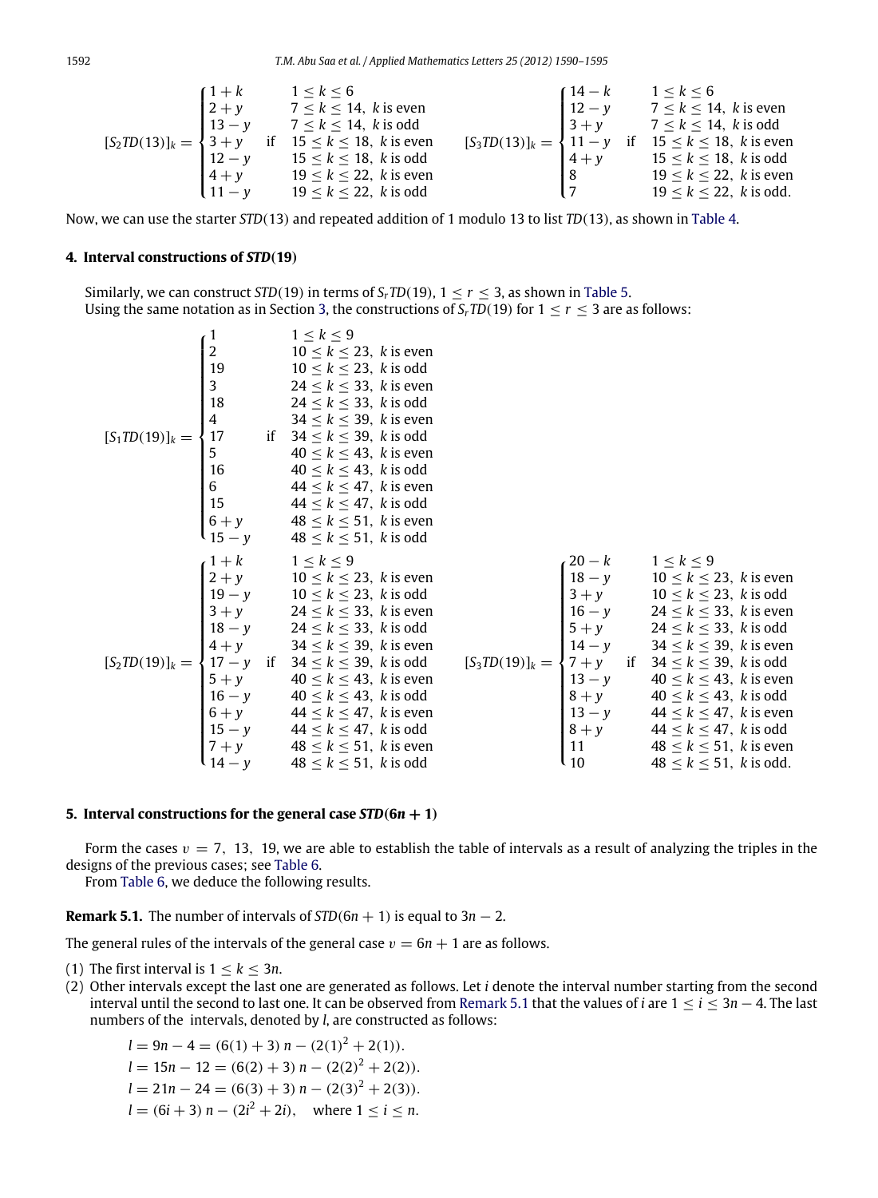$$
[S_2TD(13)]_k = \begin{cases} 1+k & 1 \le k \le 6 \\ 2+y & 7 \le k \le 14,\ k \text{ is even} \\ 13-y & 7 \le k \le 14,\ k \text{ is odd} \\ 3+y & \text{if} \quad 15 \le k \le 18,\ k \text{ is even} \\ 12-y & 15 \le k \le 18,\ k \text{ is odd} \\ 4+y & 19 \le k \le 22,\ k \text{ is even} \\ 11-y & 19 \le k \le 22,\ k \text{ is odd} \end{cases}
\qquad
[S_3TD(13)]_k = \begin{cases} 14-k & 1 \le k \le 6 \\ 12-y & 7 \le k \le 14,\ k \text{ is even} \\ 3+y & 7 \le k \le 14,\ k \text{ is odd} \\ 11-y & \text{if} \quad 15 \le k \le 18,\ k \text{ is even} \\ 4+y & 15 \le k \le 18,\ k \text{ is odd} \\ 8 & 19 \le k \le 22,\ k \text{ is even} \\ 7 & 19 \le k \le 22,\ k \text{ is odd.} \end{cases}
$$

Now, we can use the starter $STD(13)$ and repeated addition of 1 modulo 13 to list $TD(13)$, as shown in Table 4.

## 4. Interval constructions of *STD*(19)

Similarly, we can construct $STD(19)$ in terms of $S_rTD(19)$, $1 \le r \le 3$, as shown in Table 5.
Using the same notation as in Section 3, the constructions of $S_rTD(19)$ for $1 \le r \le 3$ are as follows:

$$
[S_1TD(19)]_k = \begin{cases} 1 & 1 \le k \le 9 \\ 2 & 10 \le k \le 23,\ k \text{ is even} \\ 19 & 10 \le k \le 23,\ k \text{ is odd} \\ 3 & 24 \le k \le 33,\ k \text{ is even} \\ 18 & 24 \le k \le 33,\ k \text{ is odd} \\ 4 & 34 \le k \le 39,\ k \text{ is even} \\ 17 & \text{if} \quad 34 \le k \le 39,\ k \text{ is odd} \\ 5 & 40 \le k \le 43,\ k \text{ is even} \\ 16 & 40 \le k \le 43,\ k \text{ is odd} \\ 6 & 44 \le k \le 47,\ k \text{ is even} \\ 15 & 44 \le k \le 47,\ k \text{ is odd} \\ 6+y & 48 \le k \le 51,\ k \text{ is even} \\ 15-y & 48 \le k \le 51,\ k \text{ is odd} \end{cases}
$$

$$
[S_2TD(19)]_k = \begin{cases} 1+k & 1 \le k \le 9 \\ 2+y & 10 \le k \le 23,\ k \text{ is even} \\ 19-y & 10 \le k \le 23,\ k \text{ is odd} \\ 3+y & 24 \le k \le 33,\ k \text{ is even} \\ 18-y & 24 \le k \le 33,\ k \text{ is odd} \\ 4+y & 34 \le k \le 39,\ k \text{ is even} \\ 17-y & \text{if} \quad 34 \le k \le 39,\ k \text{ is odd} \\ 5+y & 40 \le k \le 43,\ k \text{ is even} \\ 16-y & 40 \le k \le 43,\ k \text{ is odd} \\ 6+y & 44 \le k \le 47,\ k \text{ is even} \\ 15-y & 44 \le k \le 47,\ k \text{ is odd} \\ 7+y & 48 \le k \le 51,\ k \text{ is even} \\ 14-y & 48 \le k \le 51,\ k \text{ is odd} \end{cases}
\qquad
[S_3TD(19)]_k = \begin{cases} 20-k & 1 \le k \le 9 \\ 18-y & 10 \le k \le 23,\ k \text{ is even} \\ 3+y & 10 \le k \le 23,\ k \text{ is odd} \\ 16-y & 24 \le k \le 33,\ k \text{ is even} \\ 5+y & 24 \le k \le 33,\ k \text{ is odd} \\ 14-y & 34 \le k \le 39,\ k \text{ is even} \\ 7+y & \text{if} \quad 34 \le k \le 39,\ k \text{ is odd} \\ 13-y & 40 \le k \le 43,\ k \text{ is even} \\ 8+y & 40 \le k \le 43,\ k \text{ is odd} \\ 13-y & 44 \le k \le 47,\ k \text{ is even} \\ 8+y & 44 \le k \le 47,\ k \text{ is odd} \\ 11 & 48 \le k \le 51,\ k \text{ is even} \\ 10 & 48 \le k \le 51,\ k \text{ is odd.} \end{cases}
$$

## 5. Interval constructions for the general case *STD*(6*n* + 1)

Form the cases $v = 7,\ 13,\ 19$, we are able to establish the table of intervals as a result of analyzing the triples in the designs of the previous cases; see Table 6.

From Table 6, we deduce the following results.

**Remark 5.1.** The number of intervals of $STD(6n + 1)$ is equal to $3n - 2$.

The general rules of the intervals of the general case $v = 6n + 1$ are as follows.

(1) The first interval is $1 \le k \le 3n$.
(2) Other intervals except the last one are generated as follows. Let $i$ denote the interval number starting from the second interval until the second to last one. It can be observed from Remark 5.1 that the values of $i$ are $1 \le i \le 3n - 4$. The last numbers of the intervals, denoted by $l$, are constructed as follows:

$$l = 9n - 4 = (6(1) + 3)\, n - (2(1)^2 + 2(1)).$$
$$l = 15n - 12 = (6(2) + 3)\, n - (2(2)^2 + 2(2)).$$
$$l = 21n - 24 = (6(3) + 3)\, n - (2(3)^2 + 2(3)).$$
$$l = (6i + 3)\, n - (2i^2 + 2i), \quad \text{where } 1 \le i \le n.$$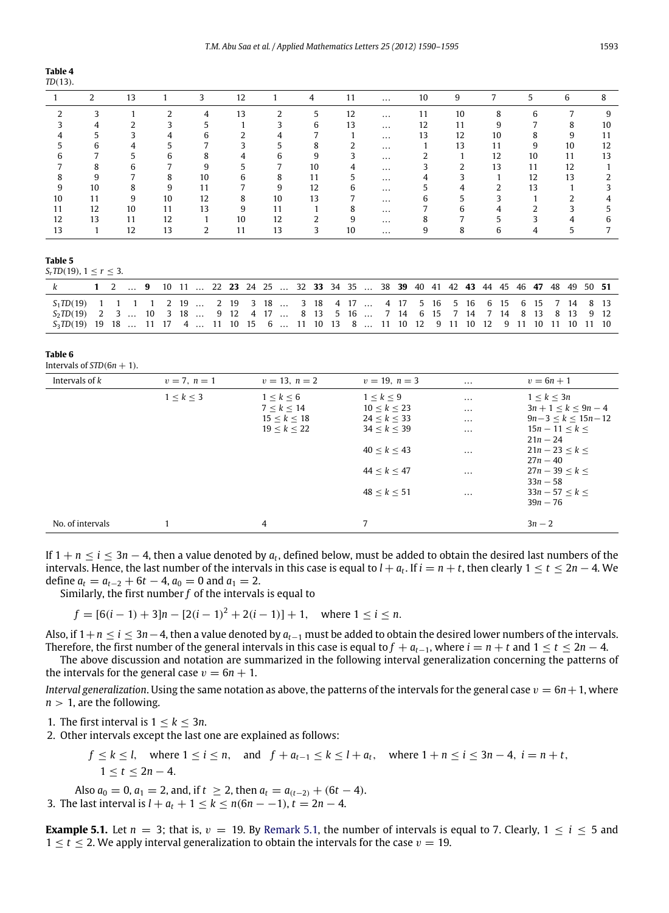**Table 4**
$TD(13)$.

| 1 | 2 | 13 | 1 | 3 | 12 | 1 | 4 | 11 | … | 10 | 9 | 7 | 5 | 6 | 8 |
|---|---|---|---|---|---|---|---|---|---|---|---|---|---|---|---|
| 2 | 3 | 1 | 2 | 4 | 13 | 2 | 5 | 12 | … | 11 | 10 | 8 | 6 | 7 | 9 |
| 3 | 4 | 2 | 3 | 5 | 1 | 3 | 6 | 13 | … | 12 | 11 | 9 | 7 | 8 | 10 |
| 4 | 5 | 3 | 4 | 6 | 2 | 4 | 7 | 1 | … | 13 | 12 | 10 | 8 | 9 | 11 |
| 5 | 6 | 4 | 5 | 7 | 3 | 5 | 8 | 2 | … | 1 | 13 | 11 | 9 | 10 | 12 |
| 6 | 7 | 5 | 6 | 8 | 4 | 6 | 9 | 3 | … | 2 | 1 | 12 | 10 | 11 | 13 |
| 7 | 8 | 6 | 7 | 9 | 5 | 7 | 10 | 4 | … | 3 | 2 | 13 | 11 | 12 | 1 |
| 8 | 9 | 7 | 8 | 10 | 6 | 8 | 11 | 5 | … | 4 | 3 | 1 | 12 | 13 | 2 |
| 9 | 10 | 8 | 9 | 11 | 7 | 9 | 12 | 6 | … | 5 | 4 | 2 | 13 | 1 | 3 |
| 10 | 11 | 9 | 10 | 12 | 8 | 10 | 13 | 7 | … | 6 | 5 | 3 | 1 | 2 | 4 |
| 11 | 12 | 10 | 11 | 13 | 9 | 11 | 1 | 8 | … | 7 | 6 | 4 | 2 | 3 | 5 |
| 12 | 13 | 11 | 12 | 1 | 10 | 12 | 2 | 9 | … | 8 | 7 | 5 | 3 | 4 | 6 |
| 13 | 1 | 12 | 13 | 2 | 11 | 13 | 3 | 10 | … | 9 | 8 | 6 | 4 | 5 | 7 |

**Table 5**
$S_rTD(19)$, $1 \le r \le 3$.

| $k$ | **1** | 2 | … | **9** | 10 | 11 | … | 22 | **23** | 24 | 25 | … | 32 | **33** | 34 | 35 | … | 38 | **39** | 40 | 41 | 42 | **43** | 44 | 45 | 46 | **47** | 48 | 49 | 50 | **51** |
|---|---|---|---|---|---|---|---|---|---|---|---|---|---|---|---|---|---|---|---|---|---|---|---|---|---|---|---|---|---|---|---|
| $S_1TD(19)$ | 1 | 1 | 1 | 1 | 2 | 19 | … | 2 | 19 | 3 | 18 | … | 3 | 18 | 4 | 17 | … | 4 | 17 | 5 | 16 | 5 | 16 | 6 | 15 | 6 | 15 | 7 | 14 | 8 | 13 |
| $S_2TD(19)$ | 2 | 3 | … | 10 | 3 | 18 | … | 9 | 12 | 4 | 17 | … | 8 | 13 | 5 | 16 | … | 7 | 14 | 6 | 15 | 7 | 14 | 7 | 14 | 8 | 13 | 8 | 13 | 9 | 12 |
| $S_3TD(19)$ | 19 | 18 | … | 11 | 17 | 4 | … | 11 | 10 | 15 | 6 | … | 11 | 10 | 13 | 8 | … | 11 | 10 | 12 | 9 | 11 | 10 | 12 | 9 | 11 | 10 | 11 | 10 | 11 | 10 |

**Table 6**
Intervals of $STD(6n+1)$.

| Intervals of $k$ | $v=7,\ n=1$ | $v=13,\ n=2$ | $v=19,\ n=3$ | … | $v=6n+1$ |
|---|---|---|---|---|---|
| | $1 \le k \le 3$ | $1 \le k \le 6$ | $1 \le k \le 9$ | … | $1 \le k \le 3n$ |
| | | $7 \le k \le 14$ | $10 \le k \le 23$ | … | $3n+1 \le k \le 9n-4$ |
| | | $15 \le k \le 18$ | $24 \le k \le 33$ | … | $9n-3 \le k \le 15n-12$ |
| | | $19 \le k \le 22$ | $34 \le k \le 39$ | … | $15n-11 \le k \le 21n-24$ |
| | | | $40 \le k \le 43$ | … | $21n-23 \le k \le 27n-40$ |
| | | | $44 \le k \le 47$ | … | $27n-39 \le k \le 33n-58$ |
| | | | $48 \le k \le 51$ | … | $33n-57 \le k \le 39n-76$ |
| No. of intervals | 1 | 4 | 7 | | $3n-2$ |

If $1+n \le i \le 3n-4$, then a value denoted by $a_t$, defined below, must be added to obtain the desired last numbers of the intervals. Hence, the last number of the intervals in this case is equal to $l + a_t$. If $i = n+t$, then clearly $1 \le t \le 2n-4$. We define $a_t = a_{t-2} + 6t - 4$, $a_0 = 0$ and $a_1 = 2$.

Similarly, the first number $f$ of the intervals is equal to

$$f = [6(i-1)+3]n - [2(i-1)^2 + 2(i-1)] + 1, \quad \text{where } 1 \le i \le n.$$

Also, if $1+n \le i \le 3n-4$, then a value denoted by $a_{t-1}$ must be added to obtain the desired lower numbers of the intervals. Therefore, the first number of the general intervals in this case is equal to $f + a_{t-1}$, where $i = n+t$ and $1 \le t \le 2n-4$.

The above discussion and notation are summarized in the following interval generalization concerning the patterns of the intervals for the general case $v = 6n+1$.

*Interval generalization*. Using the same notation as above, the patterns of the intervals for the general case $v = 6n+1$, where $n > 1$, are the following.

1. The first interval is $1 \le k \le 3n$.
2. Other intervals except the last one are explained as follows:

   $$f \le k \le l, \quad \text{where } 1 \le i \le n, \quad \text{and} \quad f + a_{t-1} \le k \le l + a_t, \quad \text{where } 1+n \le i \le 3n-4,\ i = n+t,$$
   $$1 \le t \le 2n-4.$$

   Also $a_0 = 0$, $a_1 = 2$, and, if $t \ge 2$, then $a_t = a_{(t-2)} + (6t-4)$.
3. The last interval is $l + a_t + 1 \le k \le n(6n - -1)$, $t = 2n-4$.

**Example 5.1.** Let $n = 3$; that is, $v = 19$. By Remark 5.1, the number of intervals is equal to 7. Clearly, $1 \le i \le 5$ and $1 \le t \le 2$. We apply interval generalization to obtain the intervals for the case $v = 19$.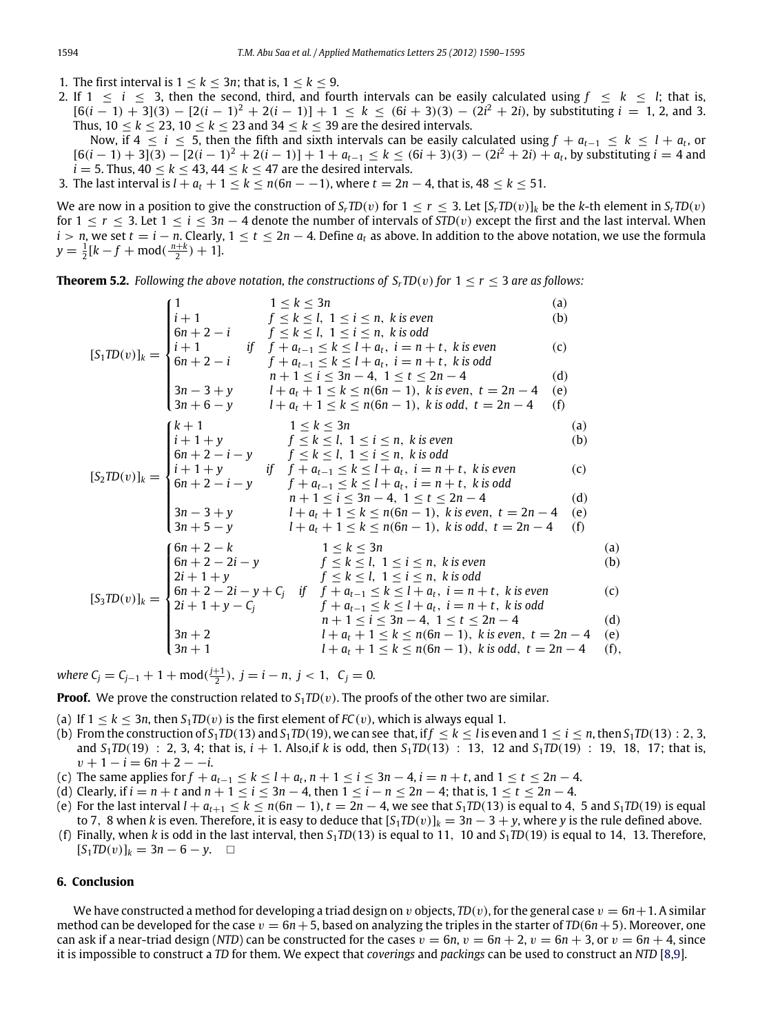1. The first interval is $1 \le k \le 3n$; that is, $1 \le k \le 9$.
2. If $1 \le i \le 3$, then the second, third, and fourth intervals can be easily calculated using $f \le k \le l$; that is, $[6(i-1)+3](3) - [2(i-1)^2 + 2(i-1)] + 1 \le k \le (6i+3)(3) - (2i^2 + 2i)$, by substituting $i = 1, 2$, and 3. Thus, $10 \le k \le 23$, $10 \le k \le 23$ and $34 \le k \le 39$ are the desired intervals.

   Now, if $4 \le i \le 5$, then the fifth and sixth intervals can be easily calculated using $f + a_{t-1} \le k \le l + a_t$, or $[6(i-1)+3](3) - [2(i-1)^2 + 2(i-1)] + 1 + a_{t-1} \le k \le (6i+3)(3) - (2i^2+2i) + a_t$, by substituting $i = 4$ and $i = 5$. Thus, $40 \le k \le 43$, $44 \le k \le 47$ are the desired intervals.
3. The last interval is $l + a_t + 1 \le k \le n(6n - -1)$, where $t = 2n - 4$, that is, $48 \le k \le 51$.

We are now in a position to give the construction of $S_rTD(v)$ for $1 \le r \le 3$. Let $[S_rTD(v)]_k$ be the $k$-th element in $S_rTD(v)$ for $1 \le r \le 3$. Let $1 \le i \le 3n-4$ denote the number of intervals of $STD(v)$ except the first and the last interval. When $i > n$, we set $t = i - n$. Clearly, $1 \le t \le 2n - 4$. Define $a_t$ as above. In addition to the above notation, we use the formula $y = \frac{1}{2}[k - f + \mathrm{mod}(\frac{n+k}{2}) + 1]$.

**Theorem 5.2.** *Following the above notation, the constructions of $S_rTD(v)$ for $1 \le r \le 3$ are as follows:*

$$[S_1TD(v)]_k = \begin{cases} 1 & & 1 \le k \le 3n & \text{(a)} \\ i+1 & & f \le k \le l,\ 1 \le i \le n,\ k \text{ is even} & \text{(b)} \\ 6n+2-i & & f \le k \le l,\ 1 \le i \le n,\ k \text{ is odd} & \\ i+1 & \text{if} & f + a_{t-1} \le k \le l + a_t,\ i = n+t,\ k \text{ is even} & \text{(c)} \\ 6n+2-i & & f + a_{t-1} \le k \le l + a_t,\ i = n+t,\ k \text{ is odd} & \\ & & n+1 \le i \le 3n-4,\ 1 \le t \le 2n-4 & \text{(d)} \\ 3n-3+y & & l + a_t + 1 \le k \le n(6n-1),\ k \text{ is even},\ t = 2n-4 & \text{(e)} \\ 3n+6-y & & l + a_t + 1 \le k \le n(6n-1),\ k \text{ is odd},\ t = 2n-4 & \text{(f)} \end{cases}$$

$$[S_2TD(v)]_k = \begin{cases} k+1 & & 1 \le k \le 3n & \text{(a)} \\ i+1+y & & f \le k \le l,\ 1 \le i \le n,\ k \text{ is even} & \text{(b)} \\ 6n+2-i-y & & f \le k \le l,\ 1 \le i \le n,\ k \text{ is odd} & \\ i+1+y & \text{if} & f + a_{t-1} \le k \le l + a_t,\ i = n+t,\ k \text{ is even} & \text{(c)} \\ 6n+2-i-y & & f + a_{t-1} \le k \le l + a_t,\ i = n+t,\ k \text{ is odd} & \\ & & n+1 \le i \le 3n-4,\ 1 \le t \le 2n-4 & \text{(d)} \\ 3n-3+y & & l + a_t + 1 \le k \le n(6n-1),\ k \text{ is even},\ t = 2n-4 & \text{(e)} \\ 3n+5-y & & l + a_t + 1 \le k \le n(6n-1),\ k \text{ is odd},\ t = 2n-4 & \text{(f)} \end{cases}$$

$$[S_3TD(v)]_k = \begin{cases} 6n+2-k & & 1 \le k \le 3n & \text{(a)} \\ 6n+2-2i-y & & f \le k \le l,\ 1 \le i \le n,\ k \text{ is even} & \text{(b)} \\ 2i+1+y & & f \le k \le l,\ 1 \le i \le n,\ k \text{ is odd} & \\ 6n+2-2i-y+C_j & \text{if} & f + a_{t-1} \le k \le l + a_t,\ i = n+t,\ k \text{ is even} & \text{(c)} \\ 2i+1+y-C_j & & f + a_{t-1} \le k \le l + a_t,\ i = n+t,\ k \text{ is odd} & \\ & & n+1 \le i \le 3n-4,\ 1 \le t \le 2n-4 & \text{(d)} \\ 3n+2 & & l + a_t + 1 \le k \le n(6n-1),\ k \text{ is even},\ t = 2n-4 & \text{(e)} \\ 3n+1 & & l + a_t + 1 \le k \le n(6n-1),\ k \text{ is odd},\ t = 2n-4 & \text{(f)}, \end{cases}$$

*where $C_j = C_{j-1} + 1 + \mathrm{mod}(\frac{j+1}{2})$, $j = i - n$, $j < 1$, $C_j = 0$.*

**Proof.** We prove the construction related to $S_1TD(v)$. The proofs of the other two are similar.

(a) If $1 \le k \le 3n$, then $S_1TD(v)$ is the first element of $FC(v)$, which is always equal 1.

(b) From the construction of $S_1TD(13)$ and $S_1TD(19)$, we can see that, if $f \le k \le l$ is even and $1 \le i \le n$, then $S_1TD(13)$ : 2, 3, and $S_1TD(19)$ : 2, 3, 4; that is, $i + 1$. Also,if $k$ is odd, then $S_1TD(13)$ : 13, 12 and $S_1TD(19)$ : 19, 18, 17; that is, $v + 1 - i = 6n + 2 - -i$.

(c) The same applies for $f + a_{t-1} \le k \le l + a_t$, $n + 1 \le i \le 3n - 4$, $i = n + t$, and $1 \le t \le 2n - 4$.

(d) Clearly, if $i = n + t$ and $n + 1 \le i \le 3n - 4$, then $1 \le i - n \le 2n - 4$; that is, $1 \le t \le 2n - 4$.

(e) For the last interval $l + a_{t+1} \le k \le n(6n - 1)$, $t = 2n - 4$, we see that $S_1TD(13)$ is equal to 4, 5 and $S_1TD(19)$ is equal to 7, 8 when $k$ is even. Therefore, it is easy to deduce that $[S_1TD(v)]_k = 3n - 3 + y$, where $y$ is the rule defined above.

(f) Finally, when $k$ is odd in the last interval, then $S_1TD(13)$ is equal to 11, 10 and $S_1TD(19)$ is equal to 14, 13. Therefore, $[S_1TD(v)]_k = 3n - 6 - y$. □

## 6. Conclusion

We have constructed a method for developing a triad design on $v$ objects, $TD(v)$, for the general case $v = 6n+1$. A similar method can be developed for the case $v = 6n+5$, based on analyzing the triples in the starter of $TD(6n+5)$. Moreover, one can ask if a near-triad design ($NTD$) can be constructed for the cases $v = 6n$, $v = 6n+2$, $v = 6n+3$, or $v = 6n+4$, since it is impossible to construct a $TD$ for them. We expect that *coverings* and *packings* can be used to construct an $NTD$ [8,9].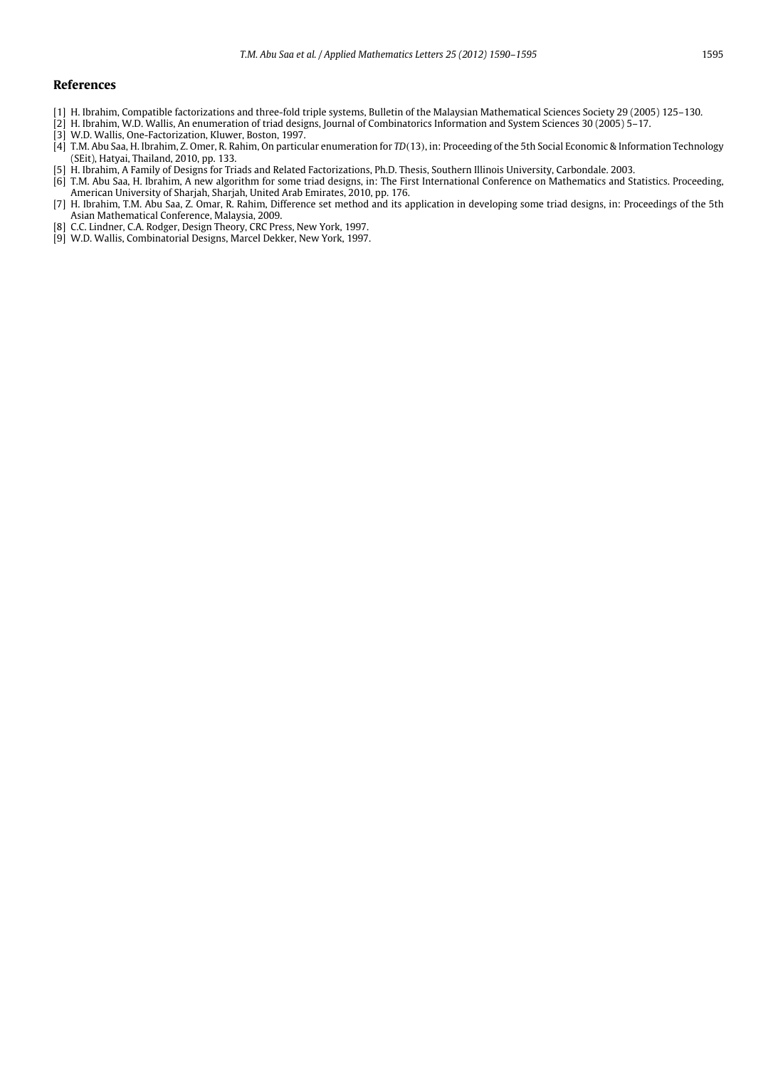## References

[1] H. Ibrahim, Compatible factorizations and three-fold triple systems, Bulletin of the Malaysian Mathematical Sciences Society 29 (2005) 125–130.

[2] H. Ibrahim, W.D. Wallis, An enumeration of triad designs, Journal of Combinatorics Information and System Sciences 30 (2005) 5–17.

[3] W.D. Wallis, One-Factorization, Kluwer, Boston, 1997.

[4] T.M. Abu Saa, H. Ibrahim, Z. Omer, R. Rahim, On particular enumeration for *TD*(13), in: Proceeding of the 5th Social Economic & Information Technology (SEit), Hatyai, Thailand, 2010, pp. 133.

[5] H. Ibrahim, A Family of Designs for Triads and Related Factorizations, Ph.D. Thesis, Southern Illinois University, Carbondale. 2003.

[6] T.M. Abu Saa, H. Ibrahim, A new algorithm for some triad designs, in: The First International Conference on Mathematics and Statistics. Proceeding, American University of Sharjah, Sharjah, United Arab Emirates, 2010, pp. 176.

[7] H. Ibrahim, T.M. Abu Saa, Z. Omar, R. Rahim, Difference set method and its application in developing some triad designs, in: Proceedings of the 5th Asian Mathematical Conference, Malaysia, 2009.

[8] C.C. Lindner, C.A. Rodger, Design Theory, CRC Press, New York, 1997.

[9] W.D. Wallis, Combinatorial Designs, Marcel Dekker, New York, 1997.